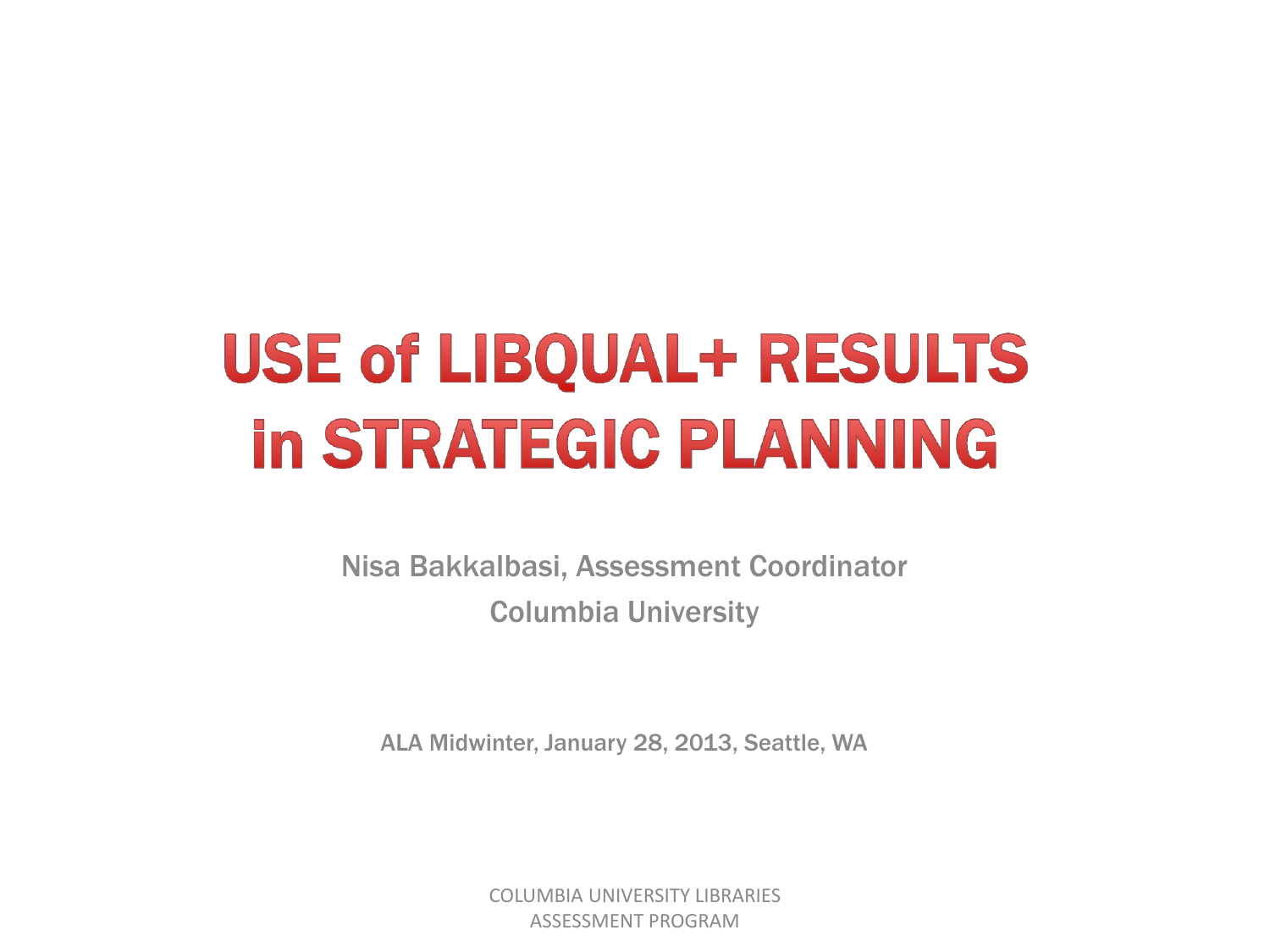# USE of LIBQUAL+ RESULTS in STRATEGIC PLANNING

Nisa Bakkalbasi, Assessment Coordinator

Columbia University

ALA Midwinter, January 28, 2013, Seattle, WA

COLUMBIA UNIVERSITY LIBRARIES
ASSESSMENT PROGRAM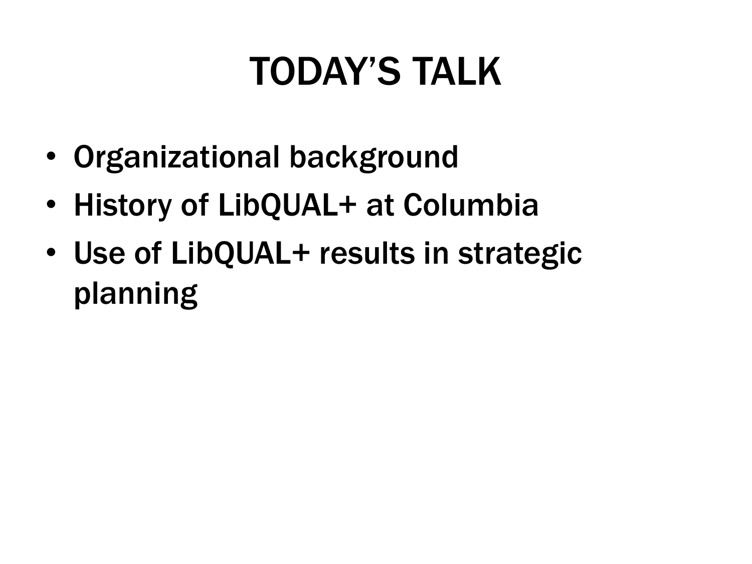# TODAY'S TALK

- Organizational background
- History of LibQUAL+ at Columbia
- Use of LibQUAL+ results in strategic planning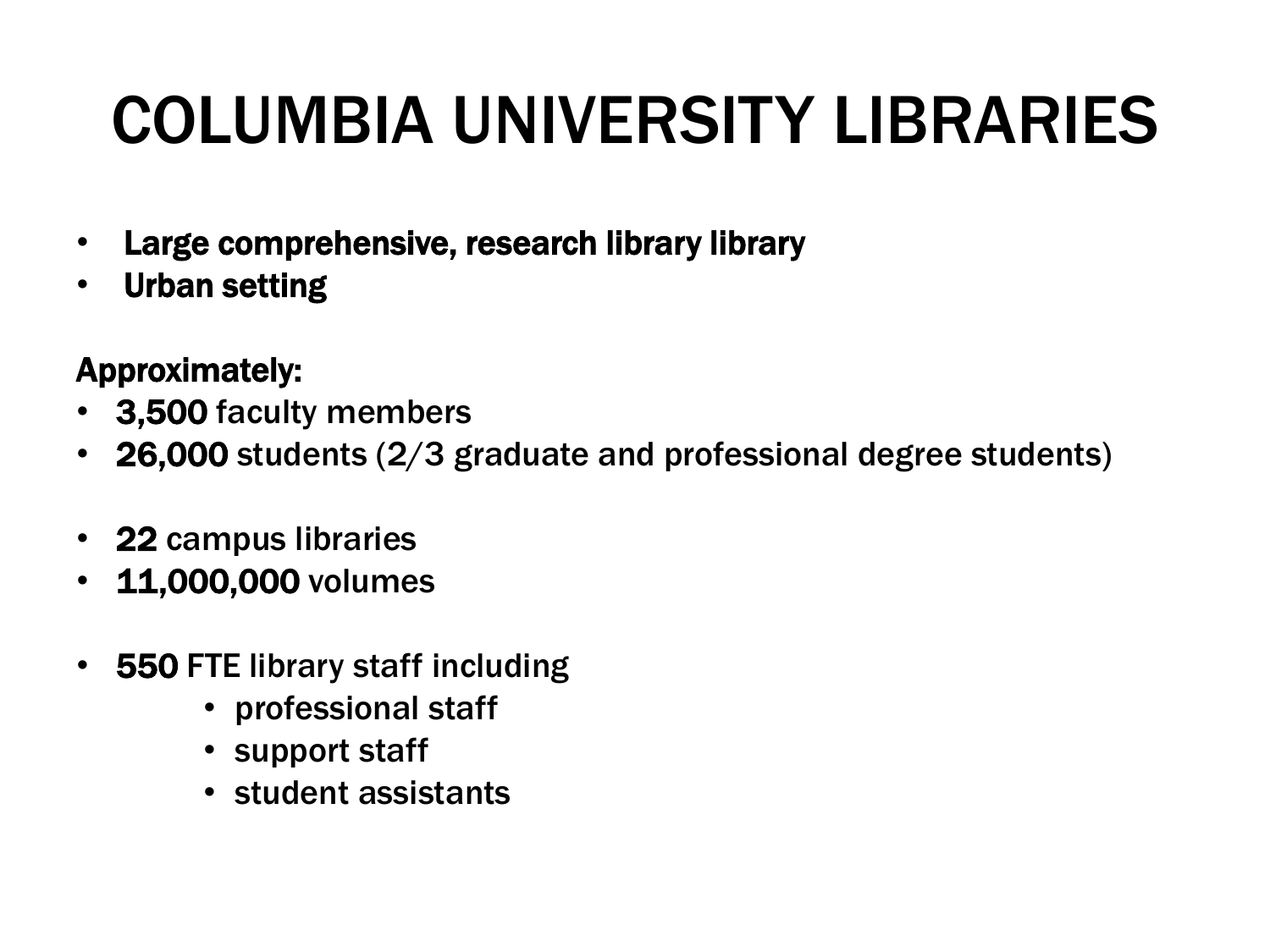# COLUMBIA UNIVERSITY LIBRARIES

- **Large comprehensive, research library library**
- **Urban setting**

**Approximately:**

- **3,500** faculty members
- **26,000** students (2/3 graduate and professional degree students)

- **22** campus libraries
- **11,000,000** volumes

- **550** FTE library staff including
  - professional staff
  - support staff
  - student assistants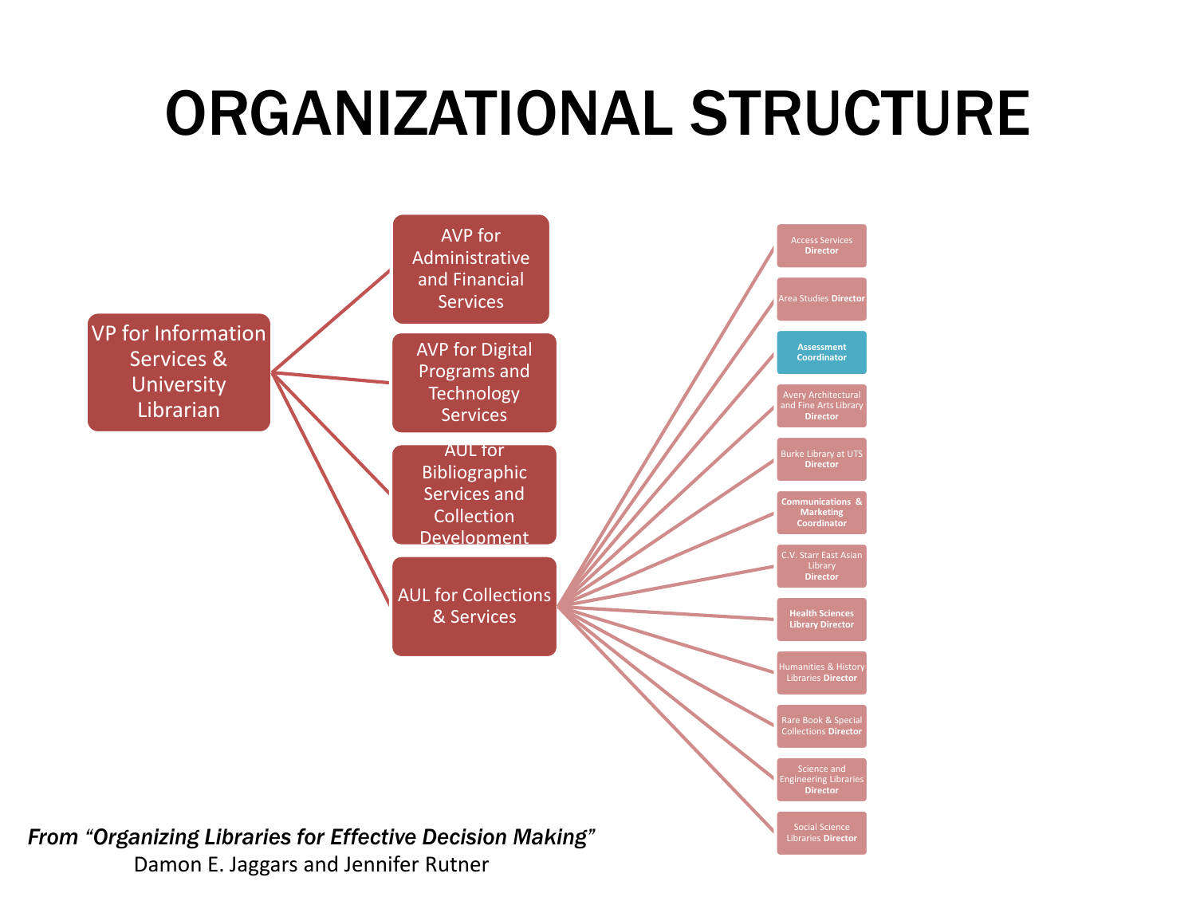# ORGANIZATIONAL STRUCTURE

- VP for Information Services & University Librarian
  - AVP for Administrative and Financial Services
  - AVP for Digital Programs and Technology Services
  - AUL for Bibliographic Services and Collection Development
  - AUL for Collections & Services
    - Access Services **Director**
    - Area Studies **Director**
    - **Assessment Coordinator**
    - Avery Architectural and Fine Arts Library **Director**
    - Burke Library at UTS **Director**
    - **Communications & Marketing Coordinator**
    - C.V. Starr East Asian Library **Director**
    - **Health Sciences Library Director**
    - Humanities & History Libraries **Director**
    - Rare Book & Special Collections **Director**
    - Science and Engineering Libraries **Director**
    - Social Science Libraries **Director**

*From "Organizing Libraries for Effective Decision Making"*
Damon E. Jaggars and Jennifer Rutner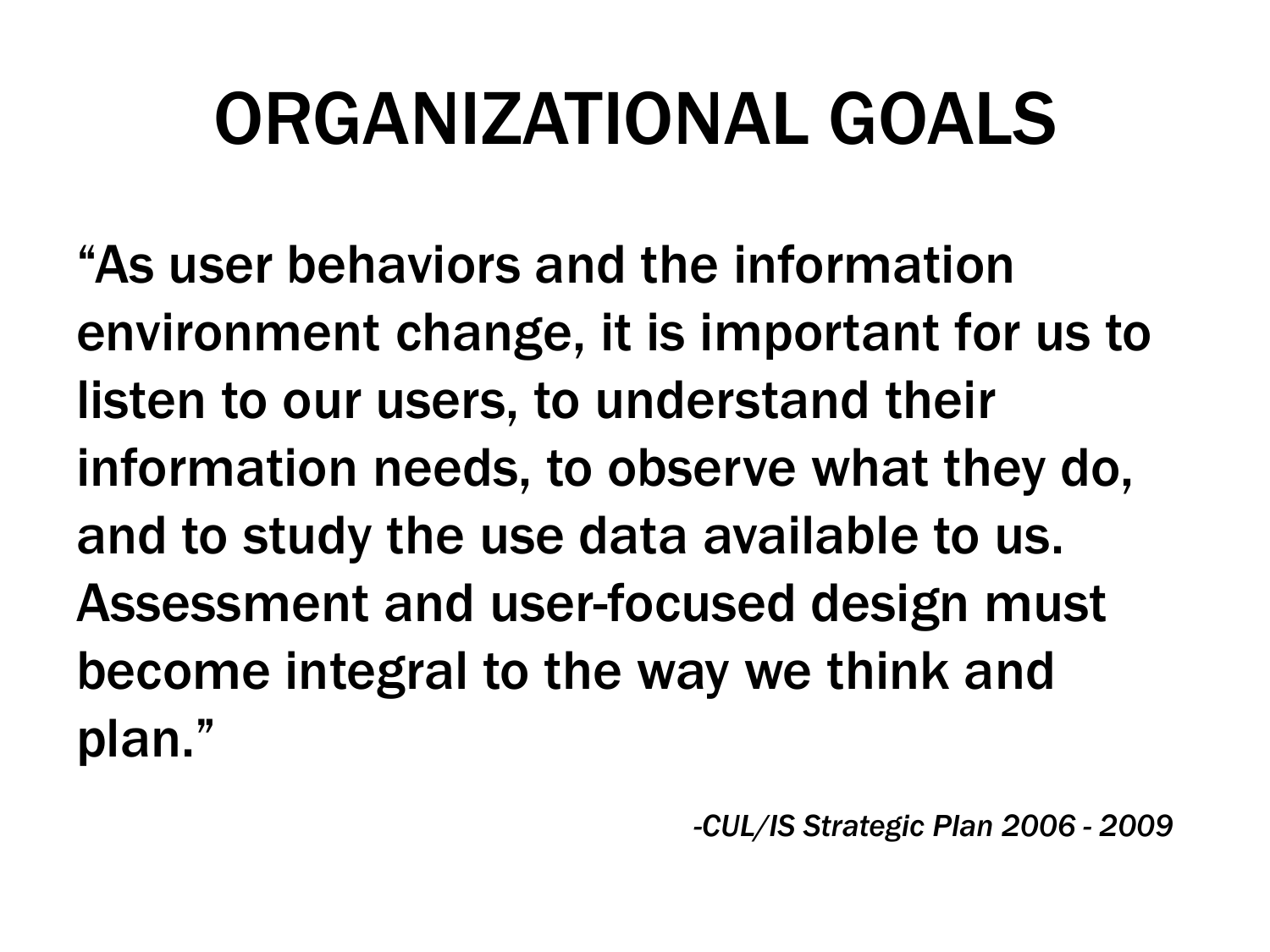# ORGANIZATIONAL GOALS

"As user behaviors and the information environment change, it is important for us to listen to our users, to understand their information needs, to observe what they do, and to study the use data available to us. Assessment and user-focused design must become integral to the way we think and plan."

*-CUL/IS Strategic Plan 2006 - 2009*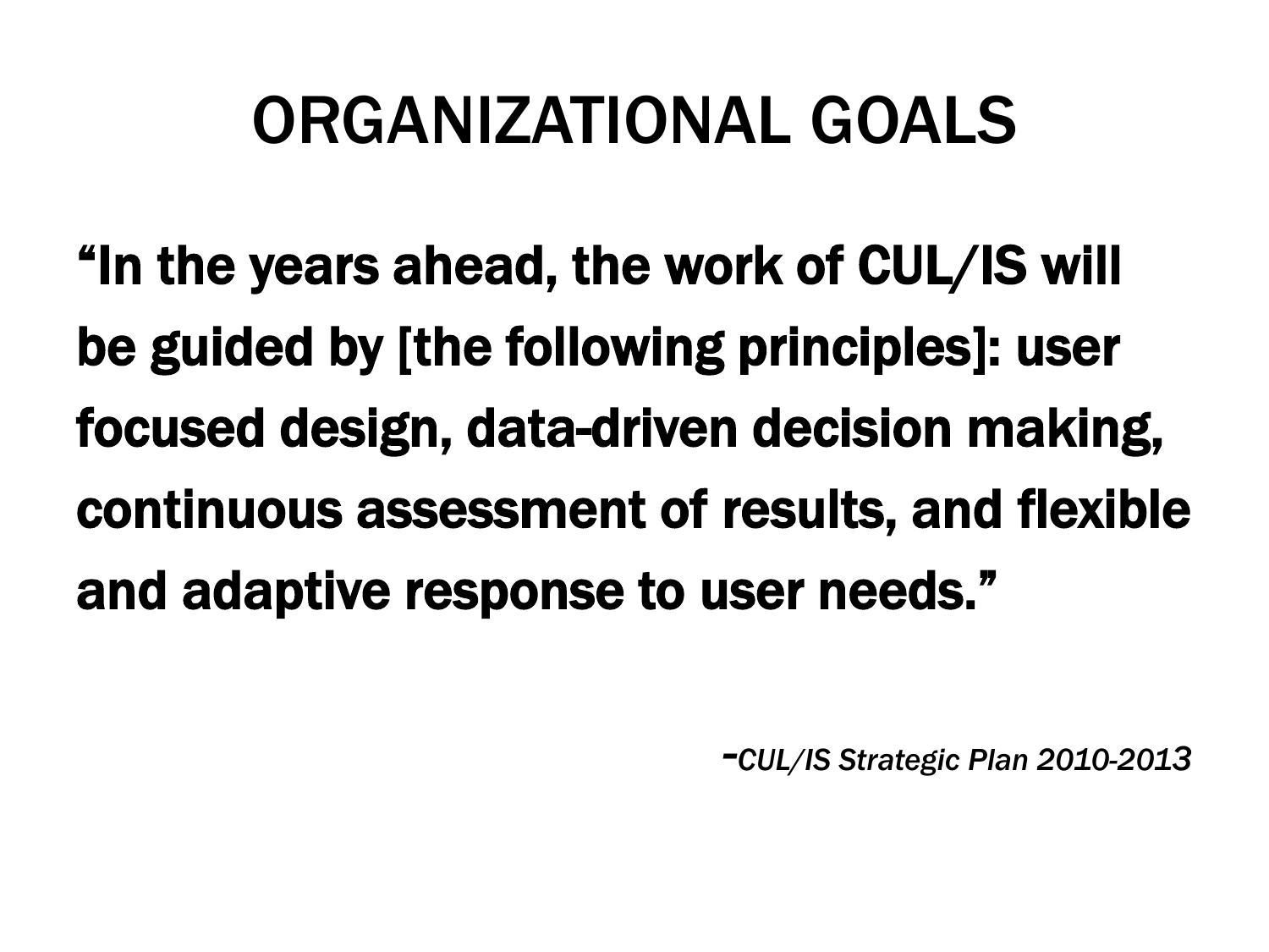# ORGANIZATIONAL GOALS

**"In the years ahead, the work of CUL/IS will be guided by [the following principles]: user focused design, data-driven decision making, continuous assessment of results, and flexible and adaptive response to user needs."**

*-CUL/IS Strategic Plan 2010-2013*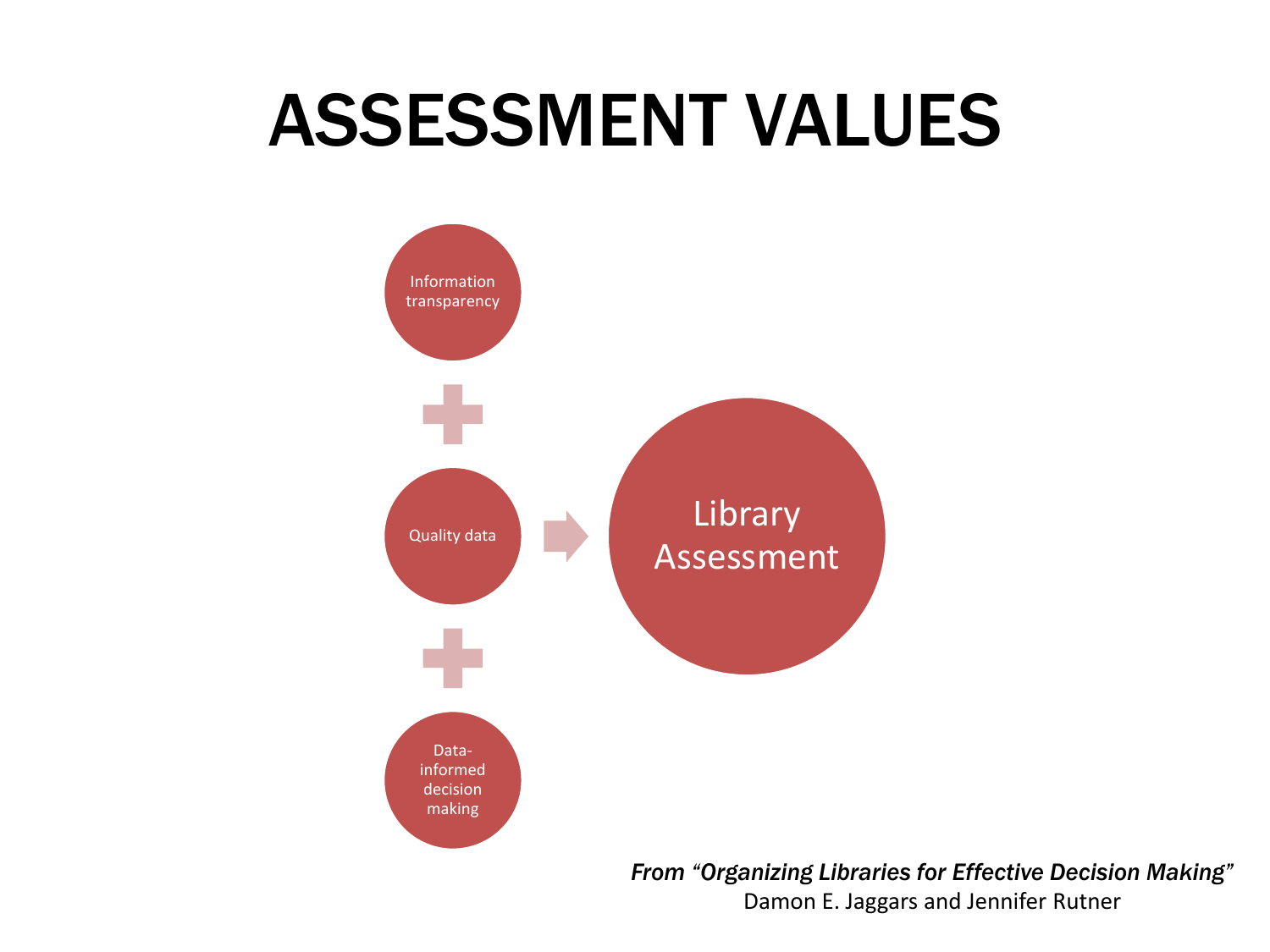# ASSESSMENT VALUES

Information transparency

\+

Quality data

\+

Data-informed decision making

→

Library Assessment

*From "Organizing Libraries for Effective Decision Making"*
Damon E. Jaggars and Jennifer Rutner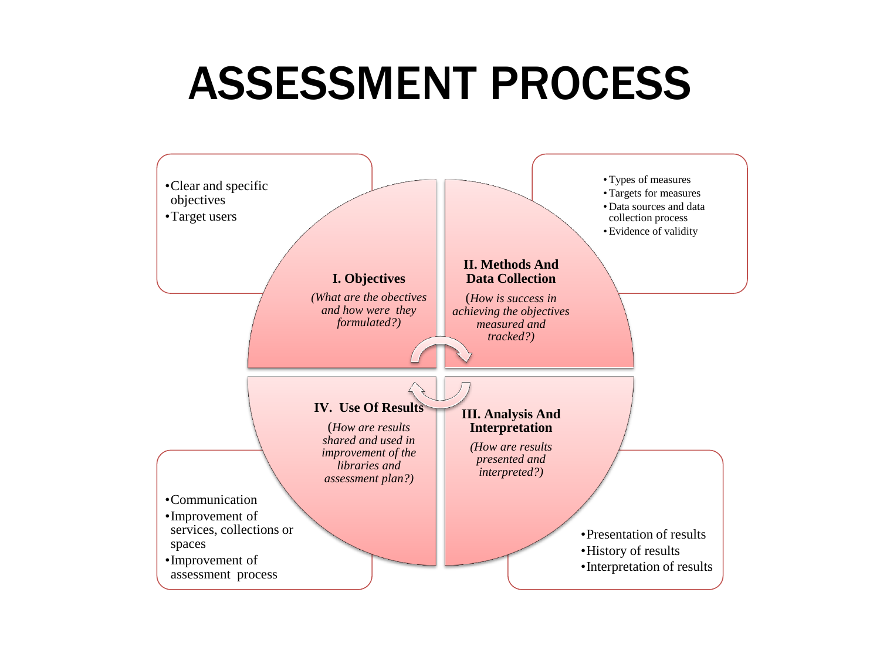# ASSESSMENT PROCESS

## I. Objectives

*(What are the obectives and how were they formulated?)*

- Clear and specific objectives
- Target users

## II. Methods And Data Collection

(*How is success in achieving the objectives measured and tracked?)*

- Types of measures
- Targets for measures
- Data sources and data collection process
- Evidence of validity

## III. Analysis And Interpretation

*(How are results presented and interpreted?)*

- Presentation of results
- History of results
- Interpretation of results

## IV. Use Of Results

(*How are results shared and used in improvement of the libraries and assessment plan?)*

- Communication
- Improvement of services, collections or spaces
- Improvement of assessment process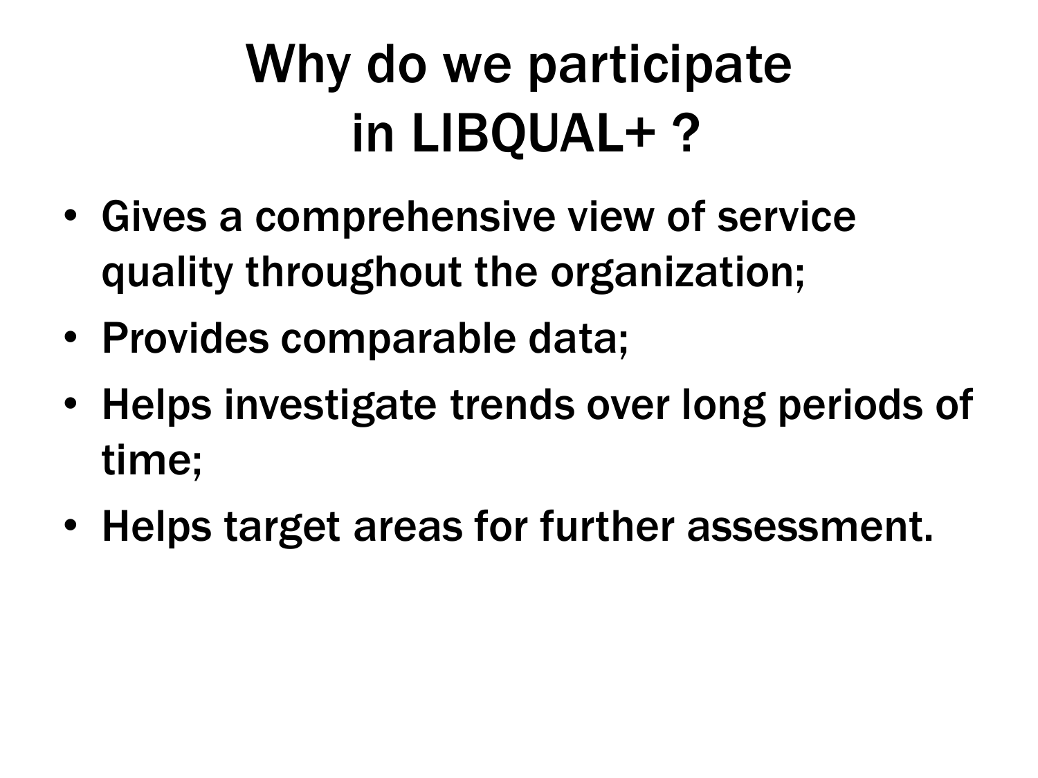# Why do we participate in LIBQUAL+ ?

- Gives a comprehensive view of service quality throughout the organization;
- Provides comparable data;
- Helps investigate trends over long periods of time;
- Helps target areas for further assessment.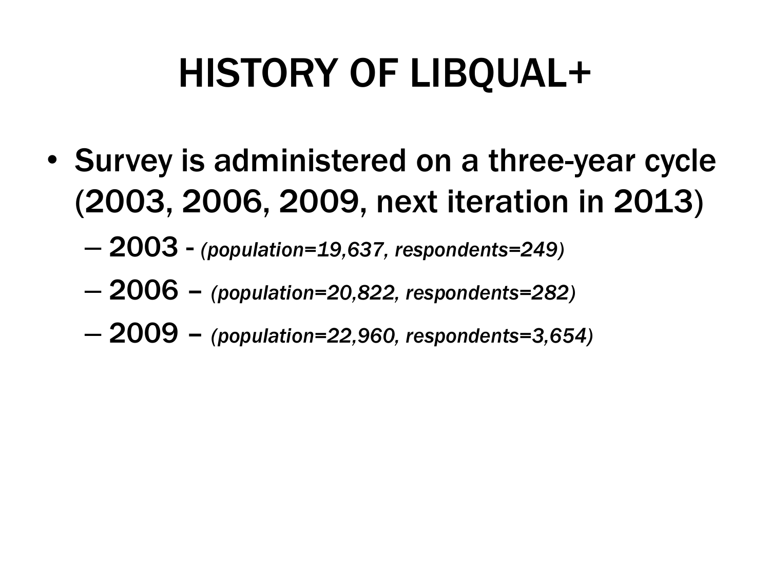# HISTORY OF LIBQUAL+

- **Survey is administered on a three-year cycle (2003, 2006, 2009, next iteration in 2013)**
  - 2003 - *(population=19,637, respondents=249)*
  - 2006 – *(population=20,822, respondents=282)*
  - 2009 – *(population=22,960, respondents=3,654)*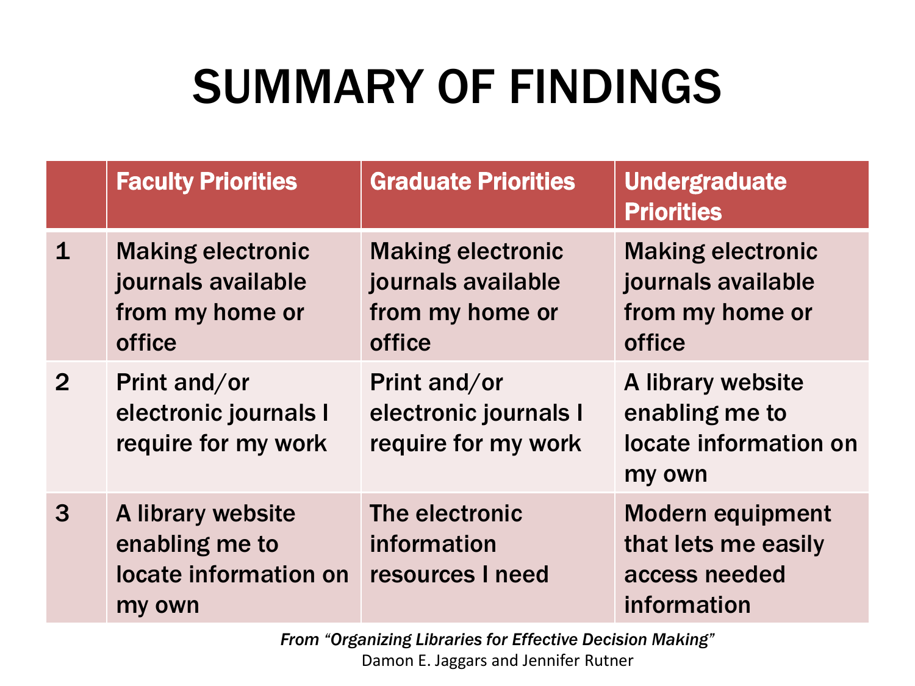# SUMMARY OF FINDINGS

| | Faculty Priorities | Graduate Priorities | Undergraduate Priorities |
|---|---|---|---|
| 1 | Making electronic journals available from my home or office | Making electronic journals available from my home or office | Making electronic journals available from my home or office |
| 2 | Print and/or electronic journals I require for my work | Print and/or electronic journals I require for my work | A library website enabling me to locate information on my own |
| 3 | A library website enabling me to locate information on my own | The electronic information resources I need | Modern equipment that lets me easily access needed information |

*From "Organizing Libraries for Effective Decision Making"*
Damon E. Jaggars and Jennifer Rutner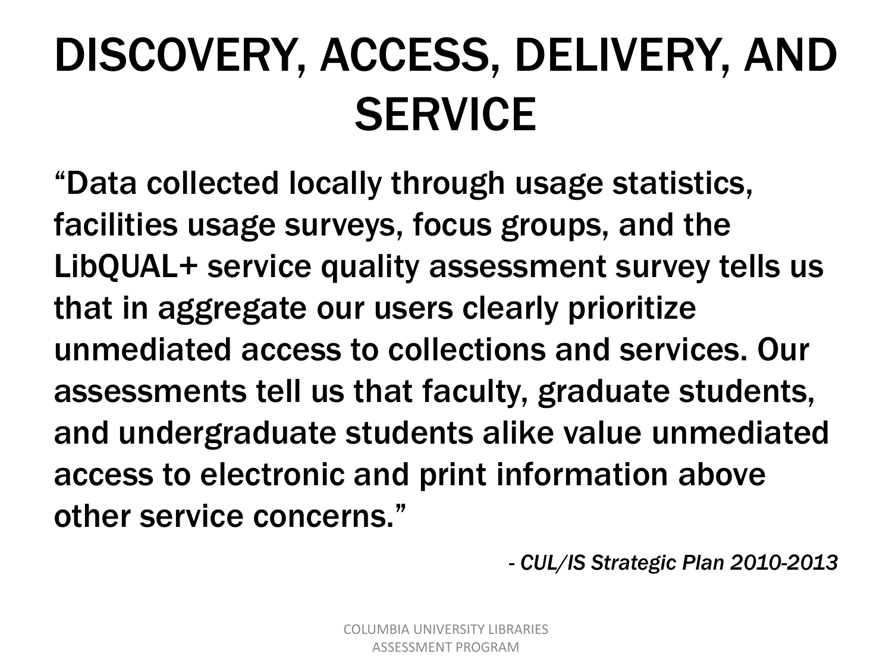# DISCOVERY, ACCESS, DELIVERY, AND SERVICE

**“Data collected locally through usage statistics, facilities usage surveys, focus groups, and the LibQUAL+ service quality assessment survey tells us that in aggregate our users clearly prioritize unmediated access to collections and services. Our assessments tell us that faculty, graduate students, and undergraduate students alike value unmediated access to electronic and print information above other service concerns.”**

*- CUL/IS Strategic Plan 2010-2013*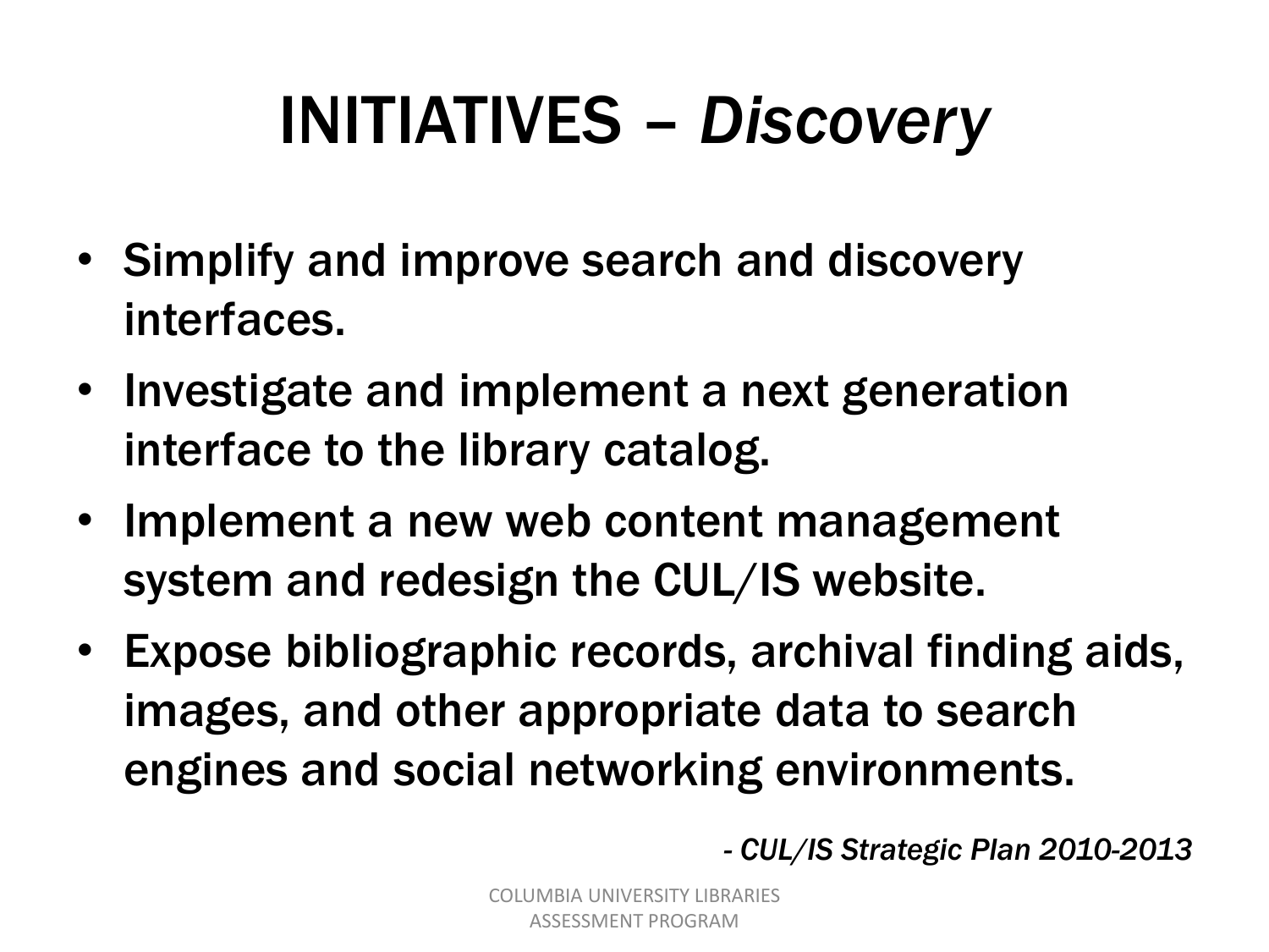# INITIATIVES – *Discovery*

- Simplify and improve search and discovery interfaces.
- Investigate and implement a next generation interface to the library catalog.
- Implement a new web content management system and redesign the CUL/IS website.
- Expose bibliographic records, archival finding aids, images, and other appropriate data to search engines and social networking environments.

*- CUL/IS Strategic Plan 2010-2013*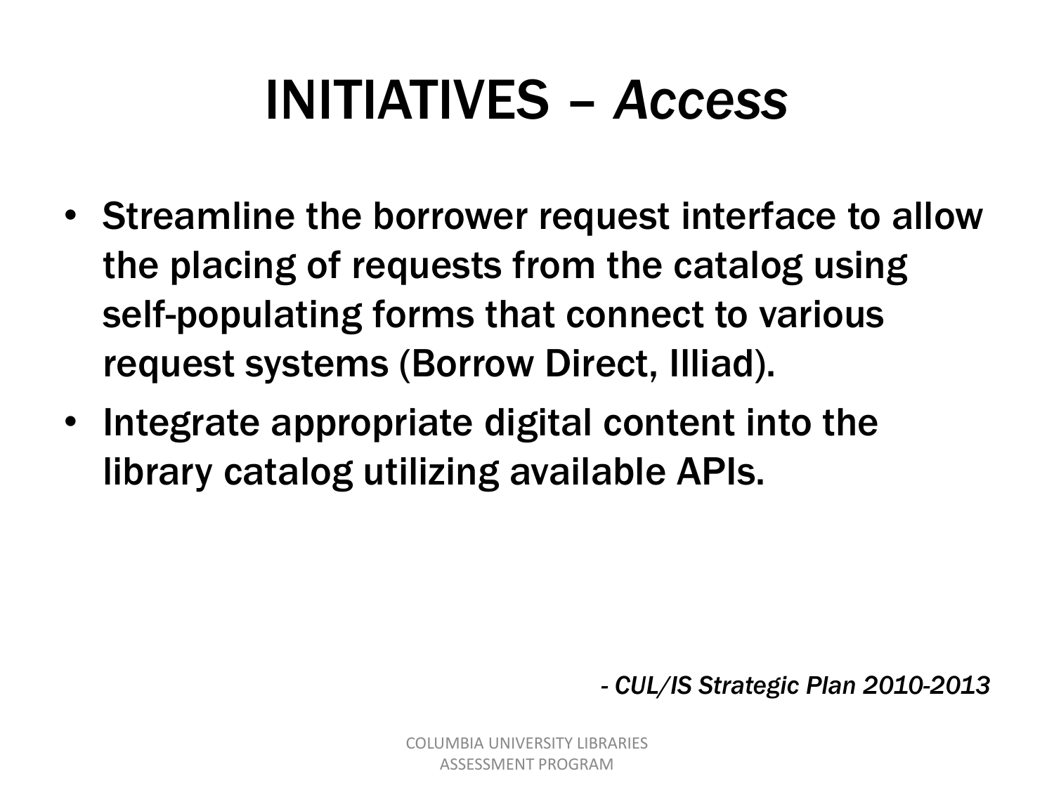# INITIATIVES – *Access*

- **Streamline the borrower request interface to allow the placing of requests from the catalog using self-populating forms that connect to various request systems (Borrow Direct, Illiad).**
- **Integrate appropriate digital content into the library catalog utilizing available APIs.**

*- CUL/IS Strategic Plan 2010-2013*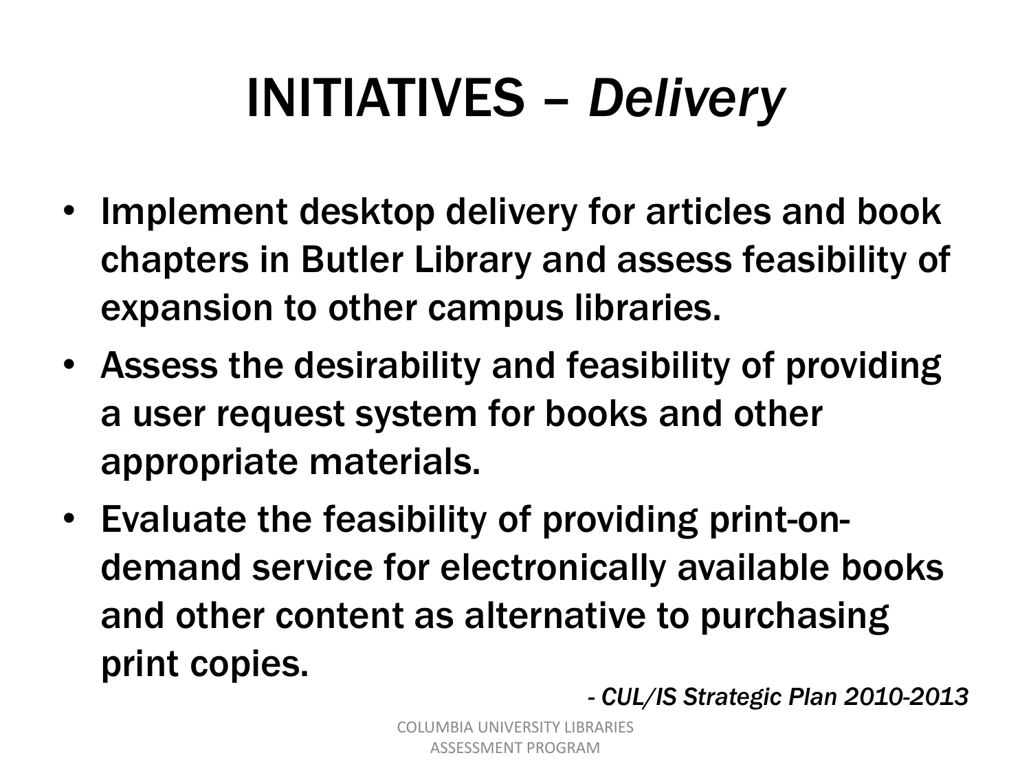# INITIATIVES – *Delivery*

- **Implement desktop delivery for articles and book chapters in Butler Library and assess feasibility of expansion to other campus libraries.**
- **Assess the desirability and feasibility of providing a user request system for books and other appropriate materials.**
- **Evaluate the feasibility of providing print-on-demand service for electronically available books and other content as alternative to purchasing print copies.**

***- CUL/IS Strategic Plan 2010-2013***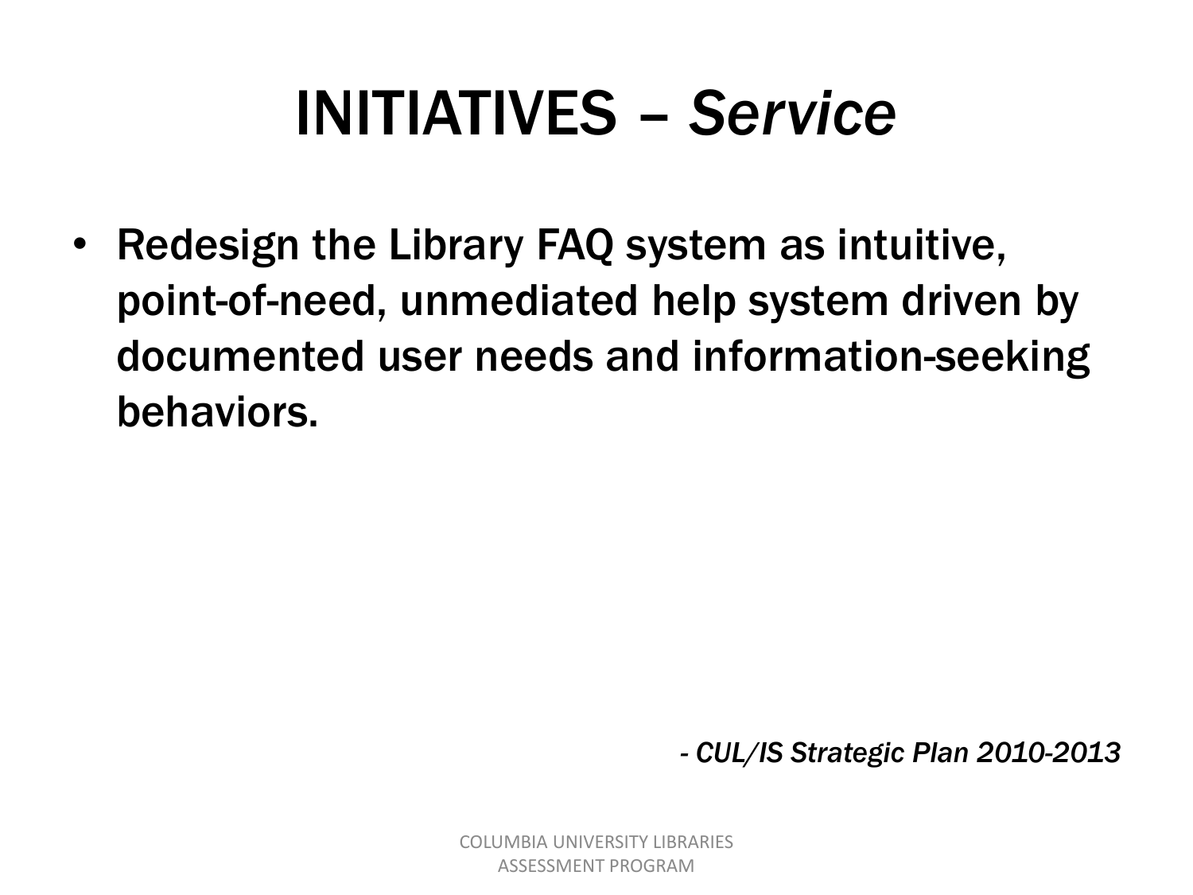# INITIATIVES – *Service*

- Redesign the Library FAQ system as intuitive, point-of-need, unmediated help system driven by documented user needs and information-seeking behaviors.

*- CUL/IS Strategic Plan 2010-2013*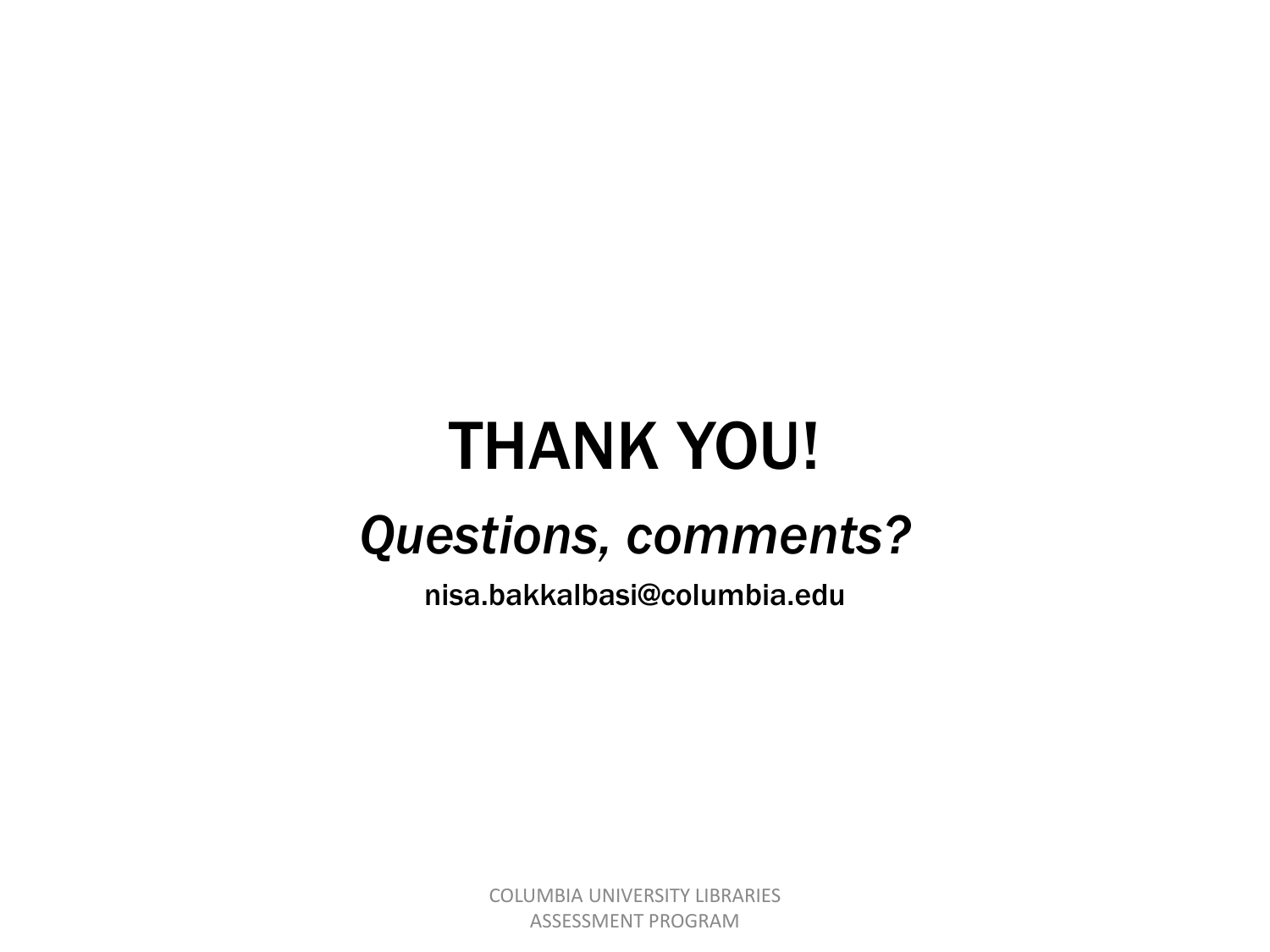# THANK YOU!

*Questions, comments?*

nisa.bakkalbasi@columbia.edu